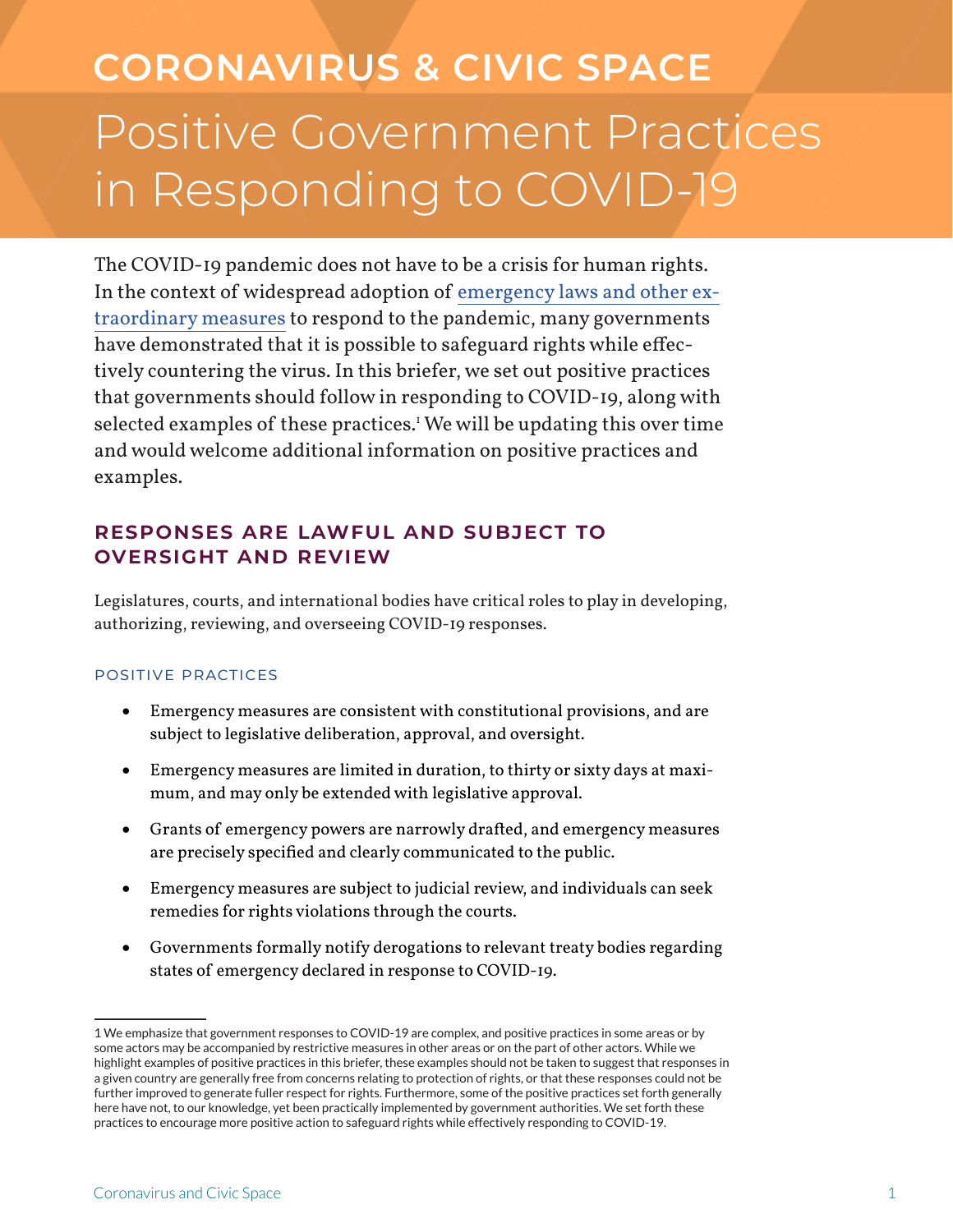# CORONAVIRUS & CIVIC SPACE

# Positive Government Practices in Responding to COVID-19

The COVID-19 pandemic does not have to be a crisis for human rights. In the context of widespread adoption of emergency laws and other extraordinary measures to respond to the pandemic, many governments have demonstrated that it is possible to safeguard rights while effectively countering the virus. In this briefer, we set out positive practices that governments should follow in responding to COVID-19, along with selected examples of these practices.[1] We will be updating this over time and would welcome additional information on positive practices and examples.

## RESPONSES ARE LAWFUL AND SUBJECT TO OVERSIGHT AND REVIEW

Legislatures, courts, and international bodies have critical roles to play in developing, authorizing, reviewing, and overseeing COVID-19 responses.

### POSITIVE PRACTICES

- Emergency measures are consistent with constitutional provisions, and are subject to legislative deliberation, approval, and oversight.
- Emergency measures are limited in duration, to thirty or sixty days at maximum, and may only be extended with legislative approval.
- Grants of emergency powers are narrowly drafted, and emergency measures are precisely specified and clearly communicated to the public.
- Emergency measures are subject to judicial review, and individuals can seek remedies for rights violations through the courts.
- Governments formally notify derogations to relevant treaty bodies regarding states of emergency declared in response to COVID-19.

---

1 We emphasize that government responses to COVID-19 are complex, and positive practices in some areas or by some actors may be accompanied by restrictive measures in other areas or on the part of other actors. While we highlight examples of positive practices in this briefer, these examples should not be taken to suggest that responses in a given country are generally free from concerns relating to protection of rights, or that these responses could not be further improved to generate fuller respect for rights. Furthermore, some of the positive practices set forth generally here have not, to our knowledge, yet been practically implemented by government authorities. We set forth these practices to encourage more positive action to safeguard rights while effectively responding to COVID-19.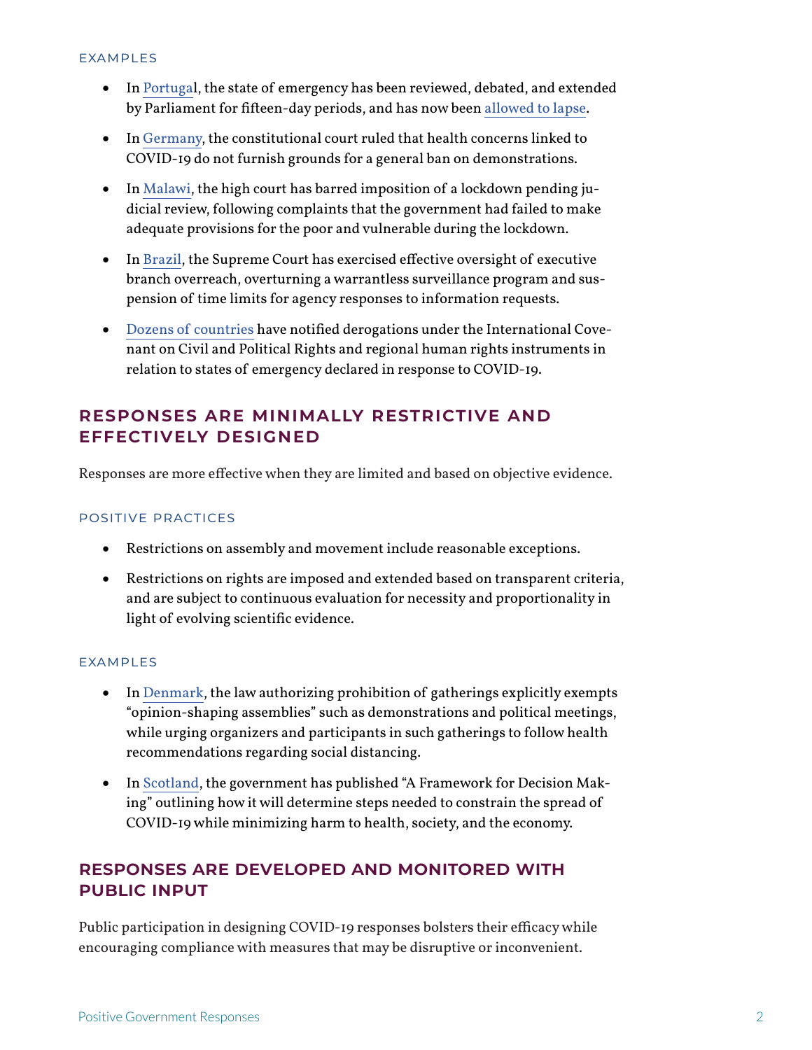#### EXAMPLES

- In Portugal, the state of emergency has been reviewed, debated, and extended by Parliament for fifteen-day periods, and has now been allowed to lapse.
- In Germany, the constitutional court ruled that health concerns linked to COVID-19 do not furnish grounds for a general ban on demonstrations.
- In Malawi, the high court has barred imposition of a lockdown pending judicial review, following complaints that the government had failed to make adequate provisions for the poor and vulnerable during the lockdown.
- In Brazil, the Supreme Court has exercised effective oversight of executive branch overreach, overturning a warrantless surveillance program and suspension of time limits for agency responses to information requests.
- Dozens of countries have notified derogations under the International Covenant on Civil and Political Rights and regional human rights instruments in relation to states of emergency declared in response to COVID-19.

## RESPONSES ARE MINIMALLY RESTRICTIVE AND EFFECTIVELY DESIGNED

Responses are more effective when they are limited and based on objective evidence.

#### POSITIVE PRACTICES

- Restrictions on assembly and movement include reasonable exceptions.
- Restrictions on rights are imposed and extended based on transparent criteria, and are subject to continuous evaluation for necessity and proportionality in light of evolving scientific evidence.

#### EXAMPLES

- In Denmark, the law authorizing prohibition of gatherings explicitly exempts "opinion-shaping assemblies" such as demonstrations and political meetings, while urging organizers and participants in such gatherings to follow health recommendations regarding social distancing.
- In Scotland, the government has published "A Framework for Decision Making" outlining how it will determine steps needed to constrain the spread of COVID-19 while minimizing harm to health, society, and the economy.

## RESPONSES ARE DEVELOPED AND MONITORED WITH PUBLIC INPUT

Public participation in designing COVID-19 responses bolsters their efficacy while encouraging compliance with measures that may be disruptive or inconvenient.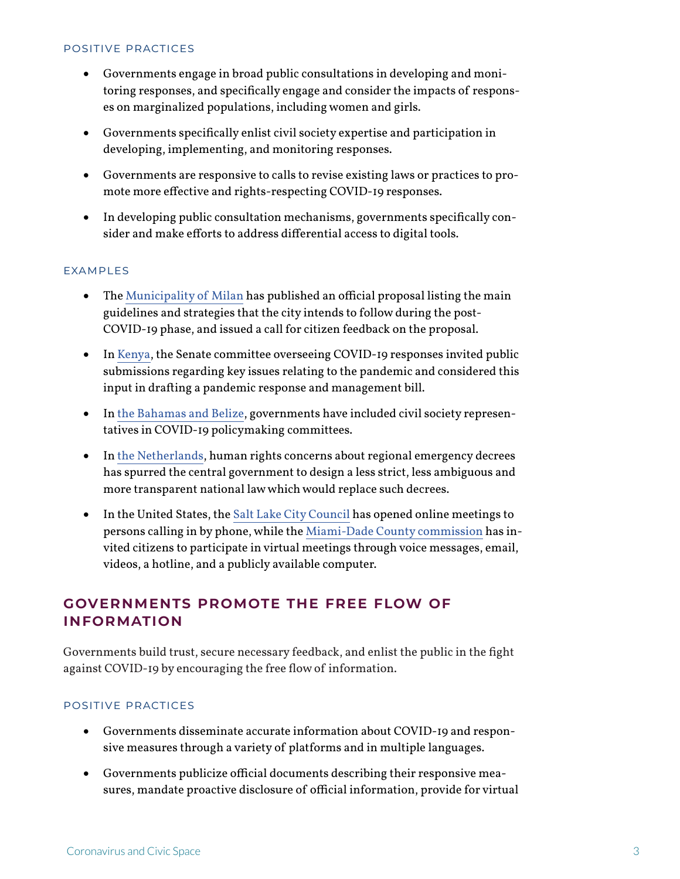#### POSITIVE PRACTICES

- Governments engage in broad public consultations in developing and monitoring responses, and specifically engage and consider the impacts of responses on marginalized populations, including women and girls.
- Governments specifically enlist civil society expertise and participation in developing, implementing, and monitoring responses.
- Governments are responsive to calls to revise existing laws or practices to promote more effective and rights-respecting COVID-19 responses.
- In developing public consultation mechanisms, governments specifically consider and make efforts to address differential access to digital tools.

#### EXAMPLES

- The Municipality of Milan has published an official proposal listing the main guidelines and strategies that the city intends to follow during the post-COVID-19 phase, and issued a call for citizen feedback on the proposal.
- In Kenya, the Senate committee overseeing COVID-19 responses invited public submissions regarding key issues relating to the pandemic and considered this input in drafting a pandemic response and management bill.
- In the Bahamas and Belize, governments have included civil society representatives in COVID-19 policymaking committees.
- In the Netherlands, human rights concerns about regional emergency decrees has spurred the central government to design a less strict, less ambiguous and more transparent national law which would replace such decrees.
- In the United States, the Salt Lake City Council has opened online meetings to persons calling in by phone, while the Miami-Dade County commission has invited citizens to participate in virtual meetings through voice messages, email, videos, a hotline, and a publicly available computer.

## GOVERNMENTS PROMOTE THE FREE FLOW OF INFORMATION

Governments build trust, secure necessary feedback, and enlist the public in the fight against COVID-19 by encouraging the free flow of information.

#### POSITIVE PRACTICES

- Governments disseminate accurate information about COVID-19 and responsive measures through a variety of platforms and in multiple languages.
- Governments publicize official documents describing their responsive measures, mandate proactive disclosure of official information, provide for virtual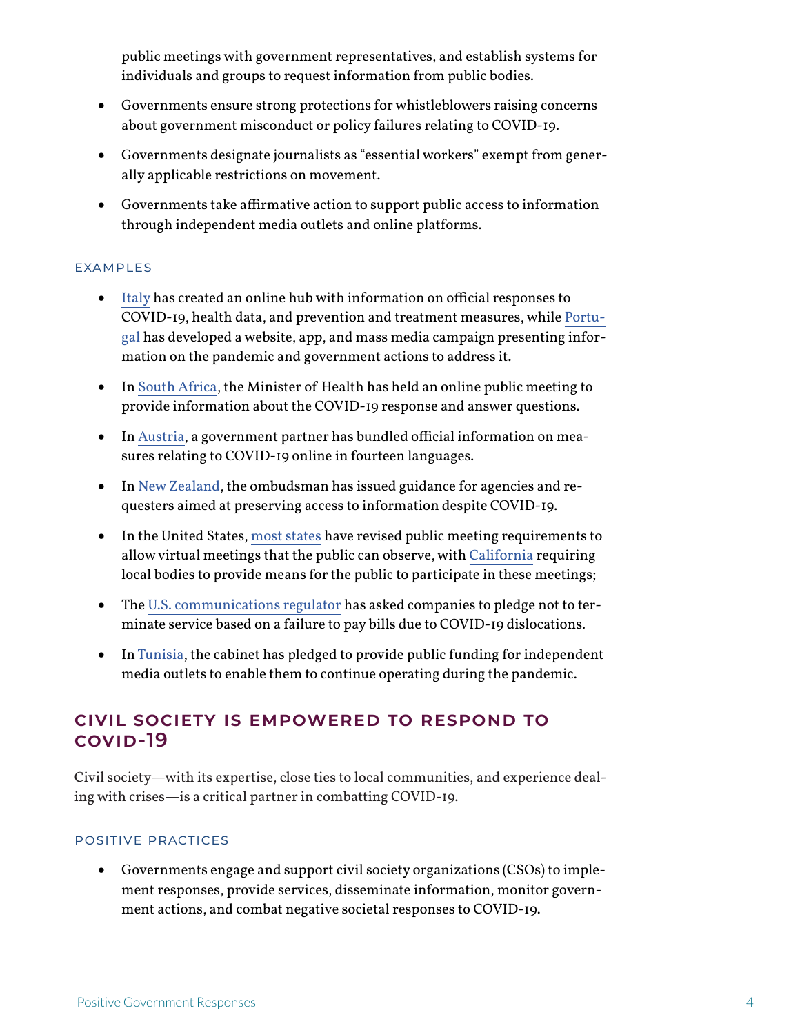public meetings with government representatives, and establish systems for individuals and groups to request information from public bodies.

- Governments ensure strong protections for whistleblowers raising concerns about government misconduct or policy failures relating to COVID-19.
- Governments designate journalists as "essential workers" exempt from generally applicable restrictions on movement.
- Governments take affirmative action to support public access to information through independent media outlets and online platforms.

### EXAMPLES

- Italy has created an online hub with information on official responses to COVID-19, health data, and prevention and treatment measures, while Portugal has developed a website, app, and mass media campaign presenting information on the pandemic and government actions to address it.
- In South Africa, the Minister of Health has held an online public meeting to provide information about the COVID-19 response and answer questions.
- In Austria, a government partner has bundled official information on measures relating to COVID-19 online in fourteen languages.
- In New Zealand, the ombudsman has issued guidance for agencies and requesters aimed at preserving access to information despite COVID-19.
- In the United States, most states have revised public meeting requirements to allow virtual meetings that the public can observe, with California requiring local bodies to provide means for the public to participate in these meetings;
- The U.S. communications regulator has asked companies to pledge not to terminate service based on a failure to pay bills due to COVID-19 dislocations.
- In Tunisia, the cabinet has pledged to provide public funding for independent media outlets to enable them to continue operating during the pandemic.

## CIVIL SOCIETY IS EMPOWERED TO RESPOND TO COVID-19

Civil society—with its expertise, close ties to local communities, and experience dealing with crises—is a critical partner in combatting COVID-19.

### POSITIVE PRACTICES

- Governments engage and support civil society organizations (CSOs) to implement responses, provide services, disseminate information, monitor government actions, and combat negative societal responses to COVID-19.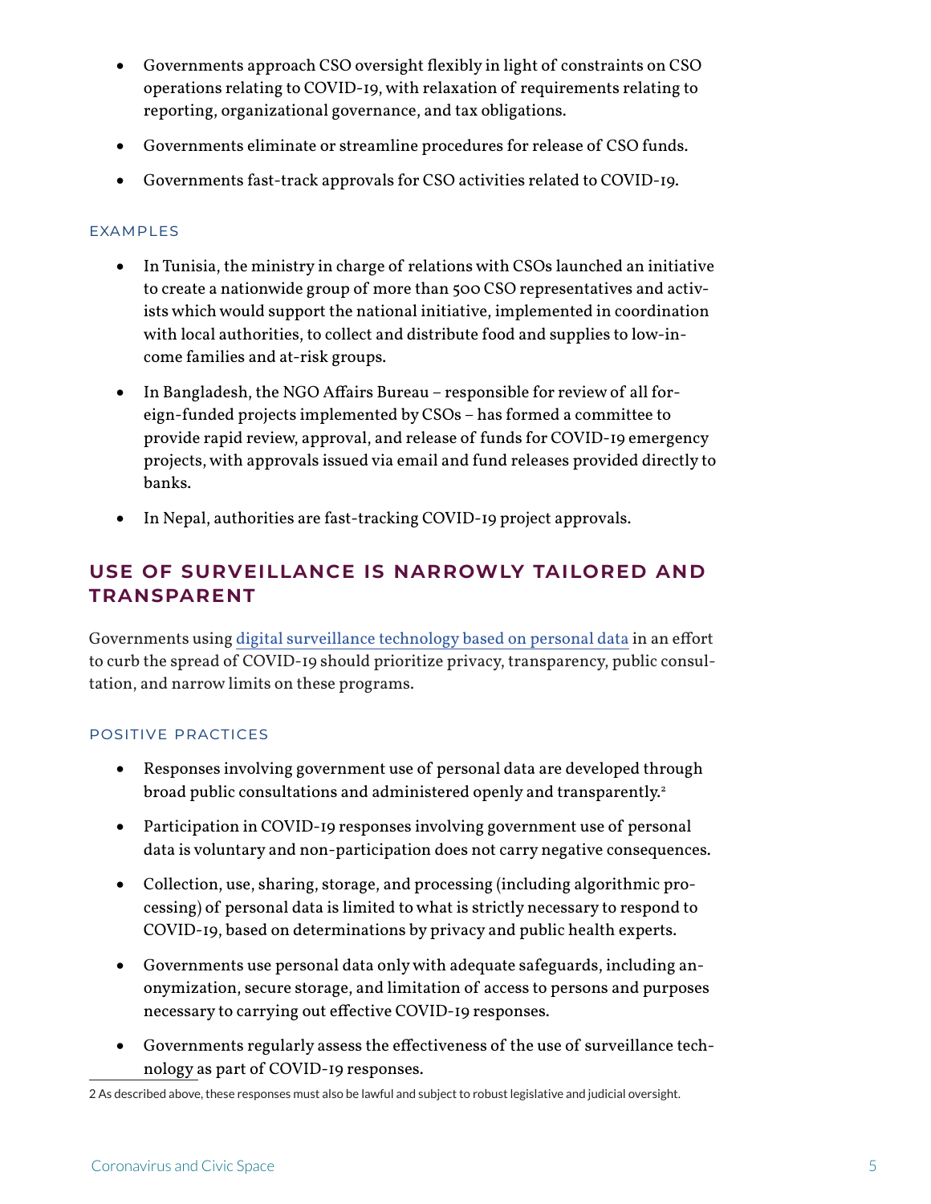- Governments approach CSO oversight flexibly in light of constraints on CSO operations relating to COVID-19, with relaxation of requirements relating to reporting, organizational governance, and tax obligations.
- Governments eliminate or streamline procedures for release of CSO funds.
- Governments fast-track approvals for CSO activities related to COVID-19.

### EXAMPLES

- In Tunisia, the ministry in charge of relations with CSOs launched an initiative to create a nationwide group of more than 500 CSO representatives and activists which would support the national initiative, implemented in coordination with local authorities, to collect and distribute food and supplies to low-income families and at-risk groups.
- In Bangladesh, the NGO Affairs Bureau – responsible for review of all foreign-funded projects implemented by CSOs – has formed a committee to provide rapid review, approval, and release of funds for COVID-19 emergency projects, with approvals issued via email and fund releases provided directly to banks.
- In Nepal, authorities are fast-tracking COVID-19 project approvals.

## USE OF SURVEILLANCE IS NARROWLY TAILORED AND TRANSPARENT

Governments using digital surveillance technology based on personal data in an effort to curb the spread of COVID-19 should prioritize privacy, transparency, public consultation, and narrow limits on these programs.

### POSITIVE PRACTICES

- Responses involving government use of personal data are developed through broad public consultations and administered openly and transparently.[2]
- Participation in COVID-19 responses involving government use of personal data is voluntary and non-participation does not carry negative consequences.
- Collection, use, sharing, storage, and processing (including algorithmic processing) of personal data is limited to what is strictly necessary to respond to COVID-19, based on determinations by privacy and public health experts.
- Governments use personal data only with adequate safeguards, including anonymization, secure storage, and limitation of access to persons and purposes necessary to carrying out effective COVID-19 responses.
- Governments regularly assess the effectiveness of the use of surveillance technology as part of COVID-19 responses.

2 As described above, these responses must also be lawful and subject to robust legislative and judicial oversight.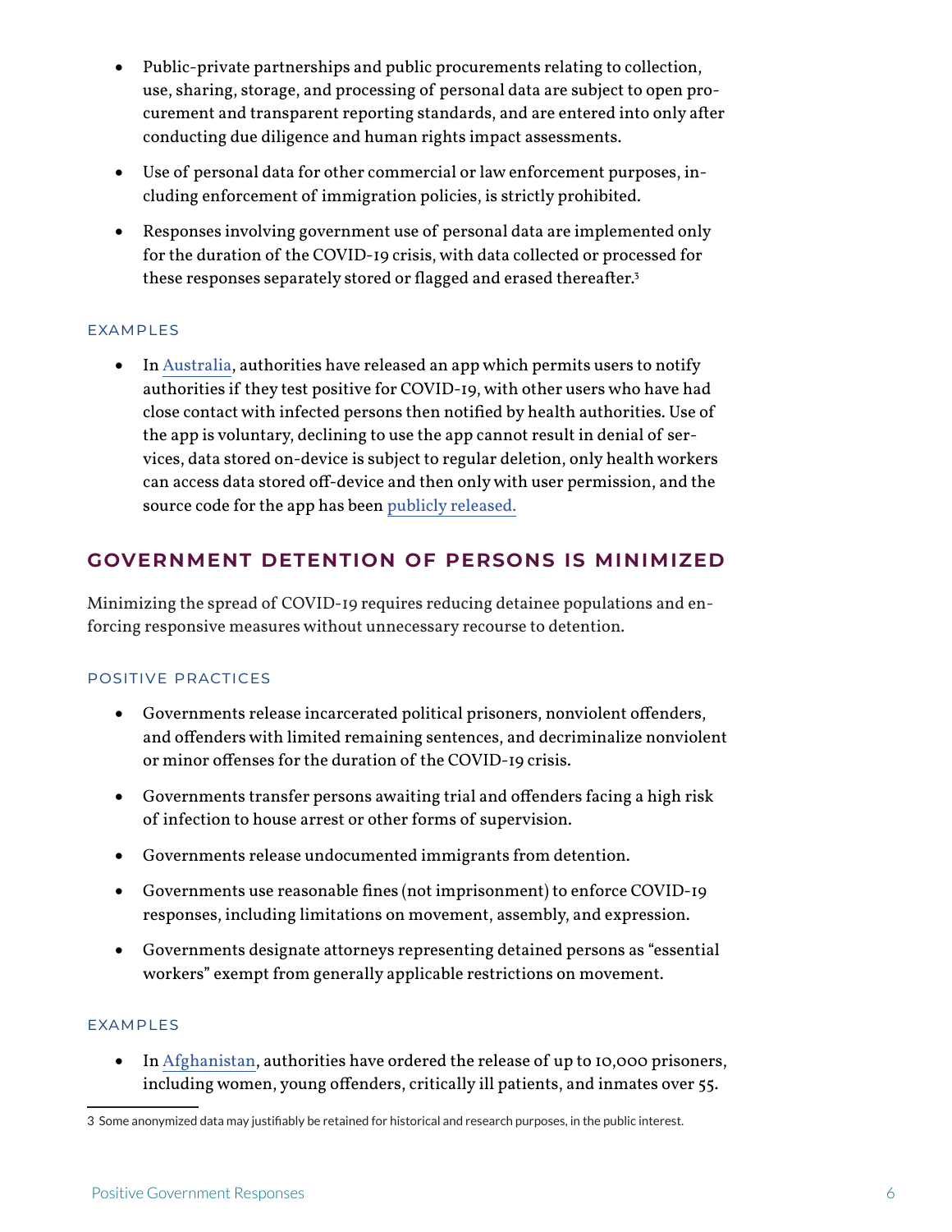- Public-private partnerships and public procurements relating to collection, use, sharing, storage, and processing of personal data are subject to open procurement and transparent reporting standards, and are entered into only after conducting due diligence and human rights impact assessments.
- Use of personal data for other commercial or law enforcement purposes, including enforcement of immigration policies, is strictly prohibited.
- Responses involving government use of personal data are implemented only for the duration of the COVID-19 crisis, with data collected or processed for these responses separately stored or flagged and erased thereafter.[3]

### EXAMPLES

- In Australia, authorities have released an app which permits users to notify authorities if they test positive for COVID-19, with other users who have had close contact with infected persons then notified by health authorities. Use of the app is voluntary, declining to use the app cannot result in denial of services, data stored on-device is subject to regular deletion, only health workers can access data stored off-device and then only with user permission, and the source code for the app has been publicly released.

## GOVERNMENT DETENTION OF PERSONS IS MINIMIZED

Minimizing the spread of COVID-19 requires reducing detainee populations and enforcing responsive measures without unnecessary recourse to detention.

### POSITIVE PRACTICES

- Governments release incarcerated political prisoners, nonviolent offenders, and offenders with limited remaining sentences, and decriminalize nonviolent or minor offenses for the duration of the COVID-19 crisis.
- Governments transfer persons awaiting trial and offenders facing a high risk of infection to house arrest or other forms of supervision.
- Governments release undocumented immigrants from detention.
- Governments use reasonable fines (not imprisonment) to enforce COVID-19 responses, including limitations on movement, assembly, and expression.
- Governments designate attorneys representing detained persons as "essential workers" exempt from generally applicable restrictions on movement.

### EXAMPLES

- In Afghanistan, authorities have ordered the release of up to 10,000 prisoners, including women, young offenders, critically ill patients, and inmates over 55.

---

3 Some anonymized data may justifiably be retained for historical and research purposes, in the public interest.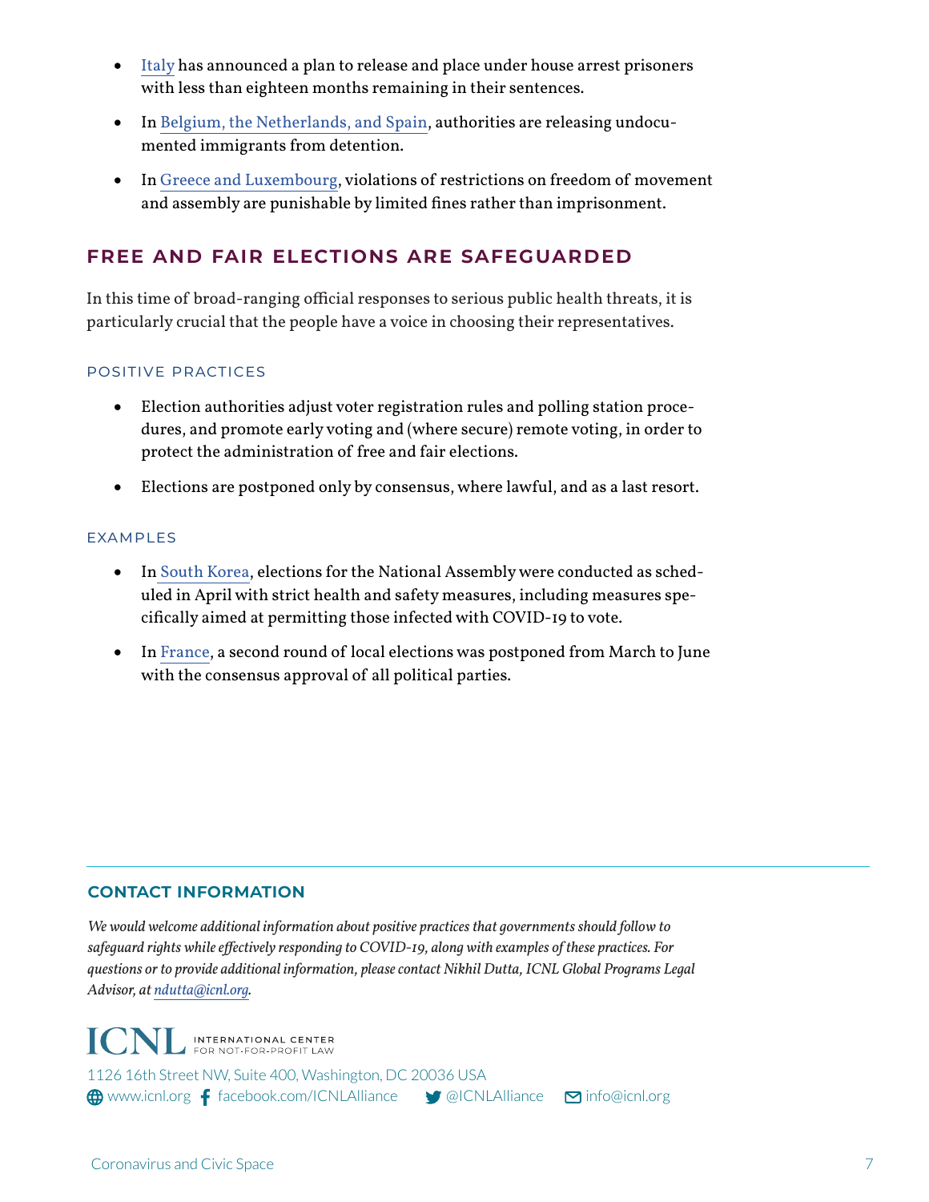- Italy has announced a plan to release and place under house arrest prisoners with less than eighteen months remaining in their sentences.
- In Belgium, the Netherlands, and Spain, authorities are releasing undocumented immigrants from detention.
- In Greece and Luxembourg, violations of restrictions on freedom of movement and assembly are punishable by limited fines rather than imprisonment.

## FREE AND FAIR ELECTIONS ARE SAFEGUARDED

In this time of broad-ranging official responses to serious public health threats, it is particularly crucial that the people have a voice in choosing their representatives.

### POSITIVE PRACTICES

- Election authorities adjust voter registration rules and polling station procedures, and promote early voting and (where secure) remote voting, in order to protect the administration of free and fair elections.
- Elections are postponed only by consensus, where lawful, and as a last resort.

### EXAMPLES

- In South Korea, elections for the National Assembly were conducted as scheduled in April with strict health and safety measures, including measures specifically aimed at permitting those infected with COVID-19 to vote.
- In France, a second round of local elections was postponed from March to June with the consensus approval of all political parties.

---

### CONTACT INFORMATION

***We would welcome additional information about positive practices that governments should follow to safeguard rights while effectively responding to COVID-19, along with examples of these practices. For questions or to provide additional information, please contact Nikhil Dutta, ICNL Global Programs Legal Advisor, at ndutta@icnl.org.***

**ICNL** INTERNATIONAL CENTER FOR NOT-FOR-PROFIT LAW

1126 16th Street NW, Suite 400, Washington, DC 20036 USA

www.icnl.org facebook.com/ICNLAlliance @ICNLAlliance info@icnl.org